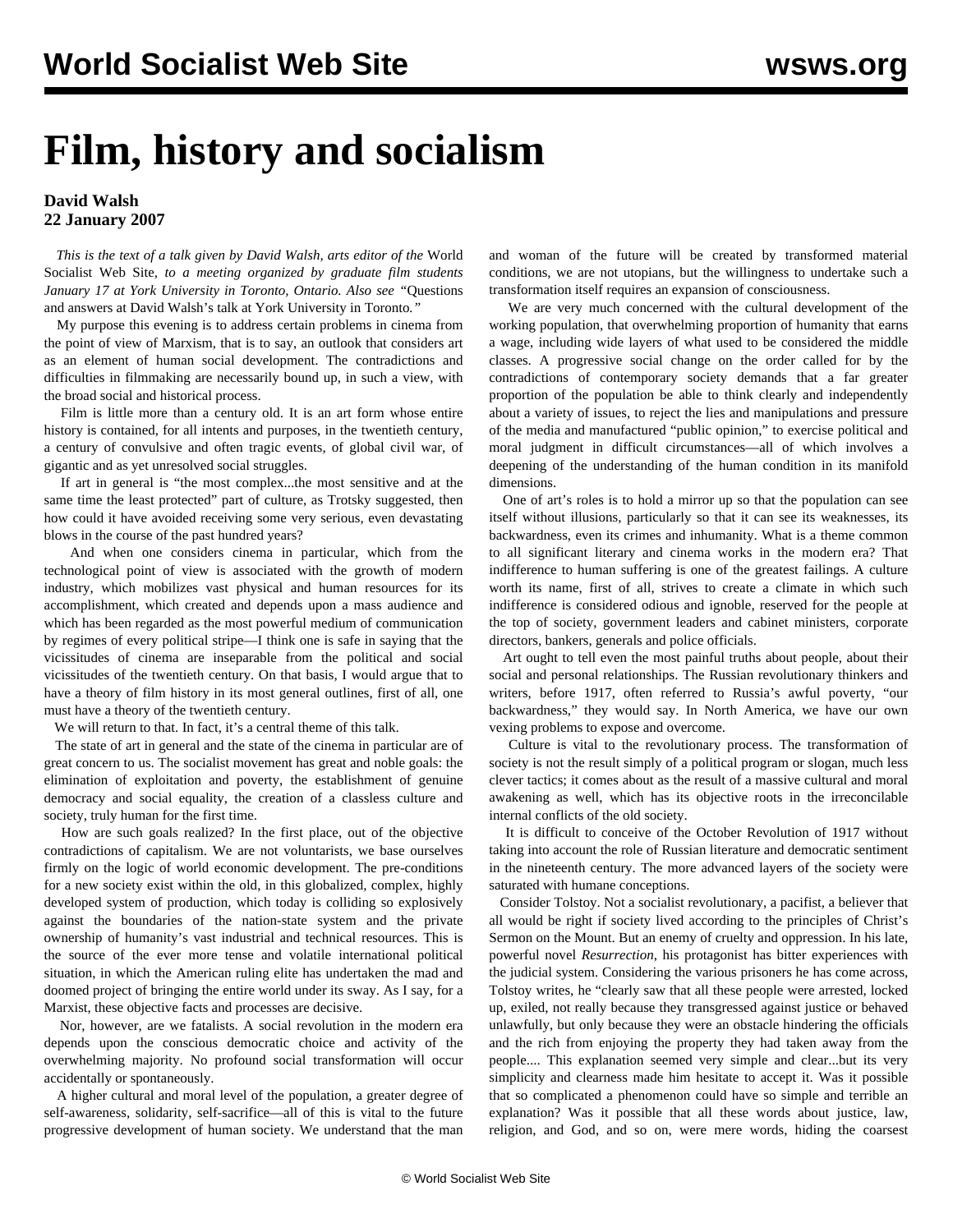# Film, history and socialism

**David Walsh**
**22 January 2007**

*This is the text of a talk given by David Walsh, arts editor of the* World Socialist Web Site*, to a meeting organized by graduate film students January 17 at York University in Toronto, Ontario. Also see "*Questions and answers at David Walsh's talk at York University in Toronto.*"*

My purpose this evening is to address certain problems in cinema from the point of view of Marxism, that is to say, an outlook that considers art as an element of human social development. The contradictions and difficulties in filmmaking are necessarily bound up, in such a view, with the broad social and historical process.

Film is little more than a century old. It is an art form whose entire history is contained, for all intents and purposes, in the twentieth century, a century of convulsive and often tragic events, of global civil war, of gigantic and as yet unresolved social struggles.

If art in general is "the most complex...the most sensitive and at the same time the least protected" part of culture, as Trotsky suggested, then how could it have avoided receiving some very serious, even devastating blows in the course of the past hundred years?

And when one considers cinema in particular, which from the technological point of view is associated with the growth of modern industry, which mobilizes vast physical and human resources for its accomplishment, which created and depends upon a mass audience and which has been regarded as the most powerful medium of communication by regimes of every political stripe—I think one is safe in saying that the vicissitudes of cinema are inseparable from the political and social vicissitudes of the twentieth century. On that basis, I would argue that to have a theory of film history in its most general outlines, first of all, one must have a theory of the twentieth century.

We will return to that. In fact, it's a central theme of this talk.

The state of art in general and the state of the cinema in particular are of great concern to us. The socialist movement has great and noble goals: the elimination of exploitation and poverty, the establishment of genuine democracy and social equality, the creation of a classless culture and society, truly human for the first time.

How are such goals realized? In the first place, out of the objective contradictions of capitalism. We are not voluntarists, we base ourselves firmly on the logic of world economic development. The pre-conditions for a new society exist within the old, in this globalized, complex, highly developed system of production, which today is colliding so explosively against the boundaries of the nation-state system and the private ownership of humanity's vast industrial and technical resources. This is the source of the ever more tense and volatile international political situation, in which the American ruling elite has undertaken the mad and doomed project of bringing the entire world under its sway. As I say, for a Marxist, these objective facts and processes are decisive.

Nor, however, are we fatalists. A social revolution in the modern era depends upon the conscious democratic choice and activity of the overwhelming majority. No profound social transformation will occur accidentally or spontaneously.

A higher cultural and moral level of the population, a greater degree of self-awareness, solidarity, self-sacrifice—all of this is vital to the future progressive development of human society. We understand that the man and woman of the future will be created by transformed material conditions, we are not utopians, but the willingness to undertake such a transformation itself requires an expansion of consciousness.

We are very much concerned with the cultural development of the working population, that overwhelming proportion of humanity that earns a wage, including wide layers of what used to be considered the middle classes. A progressive social change on the order called for by the contradictions of contemporary society demands that a far greater proportion of the population be able to think clearly and independently about a variety of issues, to reject the lies and manipulations and pressure of the media and manufactured "public opinion," to exercise political and moral judgment in difficult circumstances—all of which involves a deepening of the understanding of the human condition in its manifold dimensions.

One of art's roles is to hold a mirror up so that the population can see itself without illusions, particularly so that it can see its weaknesses, its backwardness, even its crimes and inhumanity. What is a theme common to all significant literary and cinema works in the modern era? That indifference to human suffering is one of the greatest failings. A culture worth its name, first of all, strives to create a climate in which such indifference is considered odious and ignoble, reserved for the people at the top of society, government leaders and cabinet ministers, corporate directors, bankers, generals and police officials.

Art ought to tell even the most painful truths about people, about their social and personal relationships. The Russian revolutionary thinkers and writers, before 1917, often referred to Russia's awful poverty, "our backwardness," they would say. In North America, we have our own vexing problems to expose and overcome.

Culture is vital to the revolutionary process. The transformation of society is not the result simply of a political program or slogan, much less clever tactics; it comes about as the result of a massive cultural and moral awakening as well, which has its objective roots in the irreconcilable internal conflicts of the old society.

It is difficult to conceive of the October Revolution of 1917 without taking into account the role of Russian literature and democratic sentiment in the nineteenth century. The more advanced layers of the society were saturated with humane conceptions.

Consider Tolstoy. Not a socialist revolutionary, a pacifist, a believer that all would be right if society lived according to the principles of Christ's Sermon on the Mount. But an enemy of cruelty and oppression. In his late, powerful novel *Resurrection*, his protagonist has bitter experiences with the judicial system. Considering the various prisoners he has come across, Tolstoy writes, he "clearly saw that all these people were arrested, locked up, exiled, not really because they transgressed against justice or behaved unlawfully, but only because they were an obstacle hindering the officials and the rich from enjoying the property they had taken away from the people.... This explanation seemed very simple and clear...but its very simplicity and clearness made him hesitate to accept it. Was it possible that so complicated a phenomenon could have so simple and terrible an explanation? Was it possible that all these words about justice, law, religion, and God, and so on, were mere words, hiding the coarsest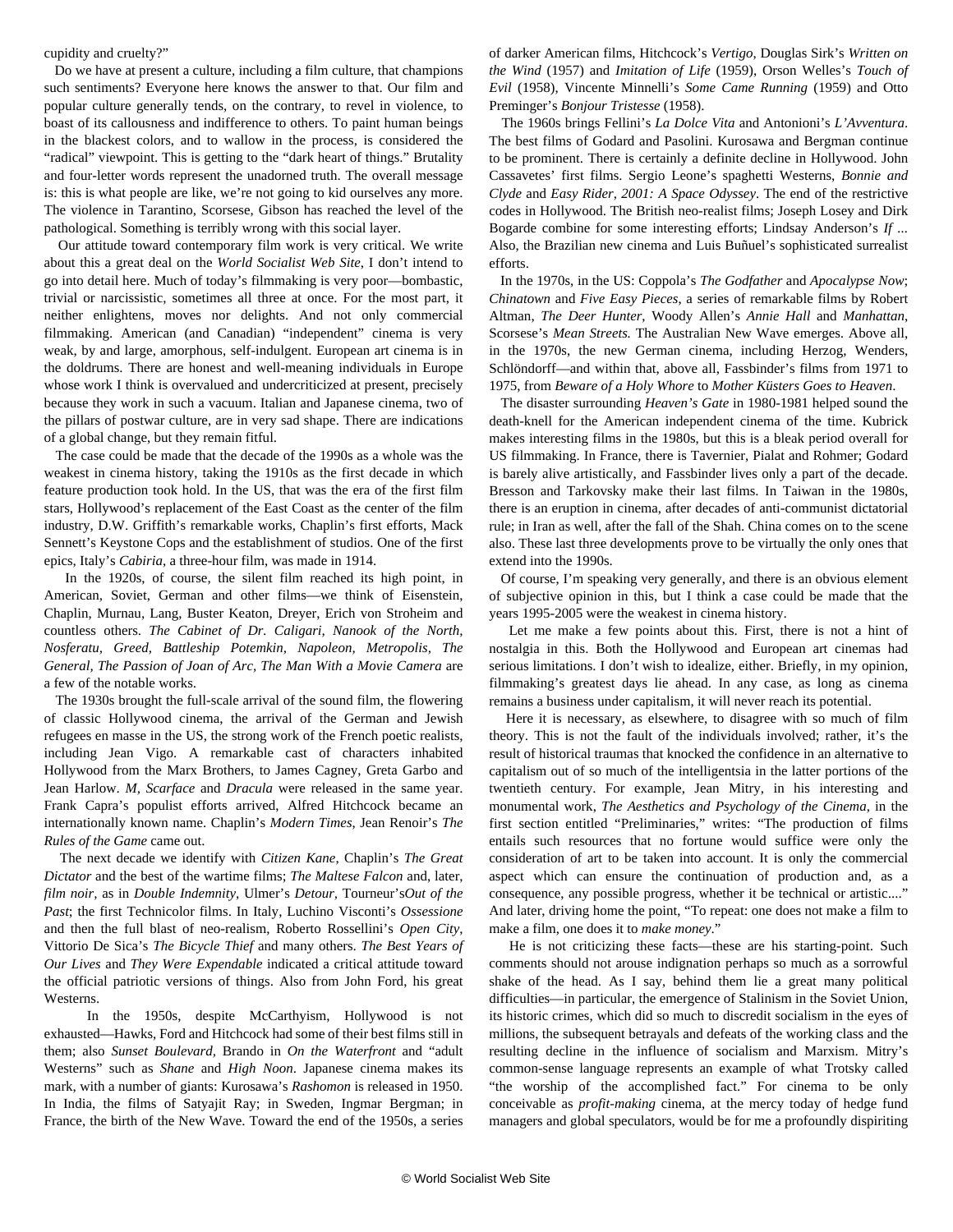cupidity and cruelty?"

Do we have at present a culture, including a film culture, that champions such sentiments? Everyone here knows the answer to that. Our film and popular culture generally tends, on the contrary, to revel in violence, to boast of its callousness and indifference to others. To paint human beings in the blackest colors, and to wallow in the process, is considered the "radical" viewpoint. This is getting to the "dark heart of things." Brutality and four-letter words represent the unadorned truth. The overall message is: this is what people are like, we're not going to kid ourselves any more. The violence in Tarantino, Scorsese, Gibson has reached the level of the pathological. Something is terribly wrong with this social layer.

Our attitude toward contemporary film work is very critical. We write about this a great deal on the *World Socialist Web Site*, I don't intend to go into detail here. Much of today's filmmaking is very poor—bombastic, trivial or narcissistic, sometimes all three at once. For the most part, it neither enlightens, moves nor delights. And not only commercial filmmaking. American (and Canadian) "independent" cinema is very weak, by and large, amorphous, self-indulgent. European art cinema is in the doldrums. There are honest and well-meaning individuals in Europe whose work I think is overvalued and undercriticized at present, precisely because they work in such a vacuum. Italian and Japanese cinema, two of the pillars of postwar culture, are in very sad shape. There are indications of a global change, but they remain fitful.

The case could be made that the decade of the 1990s as a whole was the weakest in cinema history, taking the 1910s as the first decade in which feature production took hold. In the US, that was the era of the first film stars, Hollywood's replacement of the East Coast as the center of the film industry, D.W. Griffith's remarkable works, Chaplin's first efforts, Mack Sennett's Keystone Cops and the establishment of studios. One of the first epics, Italy's *Cabiria*, a three-hour film, was made in 1914.

In the 1920s, of course, the silent film reached its high point, in American, Soviet, German and other films—we think of Eisenstein, Chaplin, Murnau, Lang, Buster Keaton, Dreyer, Erich von Stroheim and countless others. *The Cabinet of Dr. Caligari, Nanook of the North, Nosferatu, Greed, Battleship Potemkin, Napoleon, Metropolis, The General, The Passion of Joan of Arc, The Man With a Movie Camera* are a few of the notable works.

The 1930s brought the full-scale arrival of the sound film, the flowering of classic Hollywood cinema, the arrival of the German and Jewish refugees en masse in the US, the strong work of the French poetic realists, including Jean Vigo. A remarkable cast of characters inhabited Hollywood from the Marx Brothers, to James Cagney, Greta Garbo and Jean Harlow. *M, Scarface* and *Dracula* were released in the same year. Frank Capra's populist efforts arrived, Alfred Hitchcock became an internationally known name. Chaplin's *Modern Times*, Jean Renoir's *The Rules of the Game* came out.

The next decade we identify with *Citizen Kane*, Chaplin's *The Great Dictator* and the best of the wartime films; *The Maltese Falcon* and, later, *film noir*, as in *Double Indemnity*, Ulmer's *Detour*, Tourneur's*Out of the Past*; the first Technicolor films. In Italy, Luchino Visconti's *Ossessione* and then the full blast of neo-realism, Roberto Rossellini's *Open City*, Vittorio De Sica's *The Bicycle Thief* and many others. *The Best Years of Our Lives* and *They Were Expendable* indicated a critical attitude toward the official patriotic versions of things. Also from John Ford, his great Westerns.

In the 1950s, despite McCarthyism, Hollywood is not exhausted—Hawks, Ford and Hitchcock had some of their best films still in them; also *Sunset Boulevard*, Brando in *On the Waterfront* and "adult Westerns" such as *Shane* and *High Noon*. Japanese cinema makes its mark, with a number of giants: Kurosawa's *Rashomon* is released in 1950. In India, the films of Satyajit Ray; in Sweden, Ingmar Bergman; in France, the birth of the New Wave. Toward the end of the 1950s, a series of darker American films, Hitchcock's *Vertigo*, Douglas Sirk's *Written on the Wind* (1957) and *Imitation of Life* (1959), Orson Welles's *Touch of Evil* (1958), Vincente Minnelli's *Some Came Running* (1959) and Otto Preminger's *Bonjour Tristesse* (1958).

The 1960s brings Fellini's *La Dolce Vita* and Antonioni's *L'Avventura*. The best films of Godard and Pasolini. Kurosawa and Bergman continue to be prominent. There is certainly a definite decline in Hollywood. John Cassavetes' first films. Sergio Leone's spaghetti Westerns, *Bonnie and Clyde* and *Easy Rider*, *2001: A Space Odyssey*. The end of the restrictive codes in Hollywood. The British neo-realist films; Joseph Losey and Dirk Bogarde combine for some interesting efforts; Lindsay Anderson's *If* ... Also, the Brazilian new cinema and Luis Buñuel's sophisticated surrealist efforts.

In the 1970s, in the US: Coppola's *The Godfather* and *Apocalypse Now*; *Chinatown* and *Five Easy Pieces*, a series of remarkable films by Robert Altman, *The Deer Hunter*, Woody Allen's *Annie Hall* and *Manhattan*, Scorsese's *Mean Streets.* The Australian New Wave emerges. Above all, in the 1970s, the new German cinema, including Herzog, Wenders, Schlöndorff—and within that, above all, Fassbinder's films from 1971 to 1975, from *Beware of a Holy Whore* to *Mother Küsters Goes to Heaven*.

The disaster surrounding *Heaven's Gate* in 1980-1981 helped sound the death-knell for the American independent cinema of the time. Kubrick makes interesting films in the 1980s, but this is a bleak period overall for US filmmaking. In France, there is Tavernier, Pialat and Rohmer; Godard is barely alive artistically, and Fassbinder lives only a part of the decade. Bresson and Tarkovsky make their last films. In Taiwan in the 1980s, there is an eruption in cinema, after decades of anti-communist dictatorial rule; in Iran as well, after the fall of the Shah. China comes on to the scene also. These last three developments prove to be virtually the only ones that extend into the 1990s.

Of course, I'm speaking very generally, and there is an obvious element of subjective opinion in this, but I think a case could be made that the years 1995-2005 were the weakest in cinema history.

Let me make a few points about this. First, there is not a hint of nostalgia in this. Both the Hollywood and European art cinemas had serious limitations. I don't wish to idealize, either. Briefly, in my opinion, filmmaking's greatest days lie ahead. In any case, as long as cinema remains a business under capitalism, it will never reach its potential.

Here it is necessary, as elsewhere, to disagree with so much of film theory. This is not the fault of the individuals involved; rather, it's the result of historical traumas that knocked the confidence in an alternative to capitalism out of so much of the intelligentsia in the latter portions of the twentieth century. For example, Jean Mitry, in his interesting and monumental work, *The Aesthetics and Psychology of the Cinema*, in the first section entitled "Preliminaries," writes: "The production of films entails such resources that no fortune would suffice were only the consideration of art to be taken into account. It is only the commercial aspect which can ensure the continuation of production and, as a consequence, any possible progress, whether it be technical or artistic...." And later, driving home the point, "To repeat: one does not make a film to make a film, one does it to *make money*."

He is not criticizing these facts—these are his starting-point. Such comments should not arouse indignation perhaps so much as a sorrowful shake of the head. As I say, behind them lie a great many political difficulties—in particular, the emergence of Stalinism in the Soviet Union, its historic crimes, which did so much to discredit socialism in the eyes of millions, the subsequent betrayals and defeats of the working class and the resulting decline in the influence of socialism and Marxism. Mitry's common-sense language represents an example of what Trotsky called "the worship of the accomplished fact." For cinema to be only conceivable as *profit-making* cinema, at the mercy today of hedge fund managers and global speculators, would be for me a profoundly dispiriting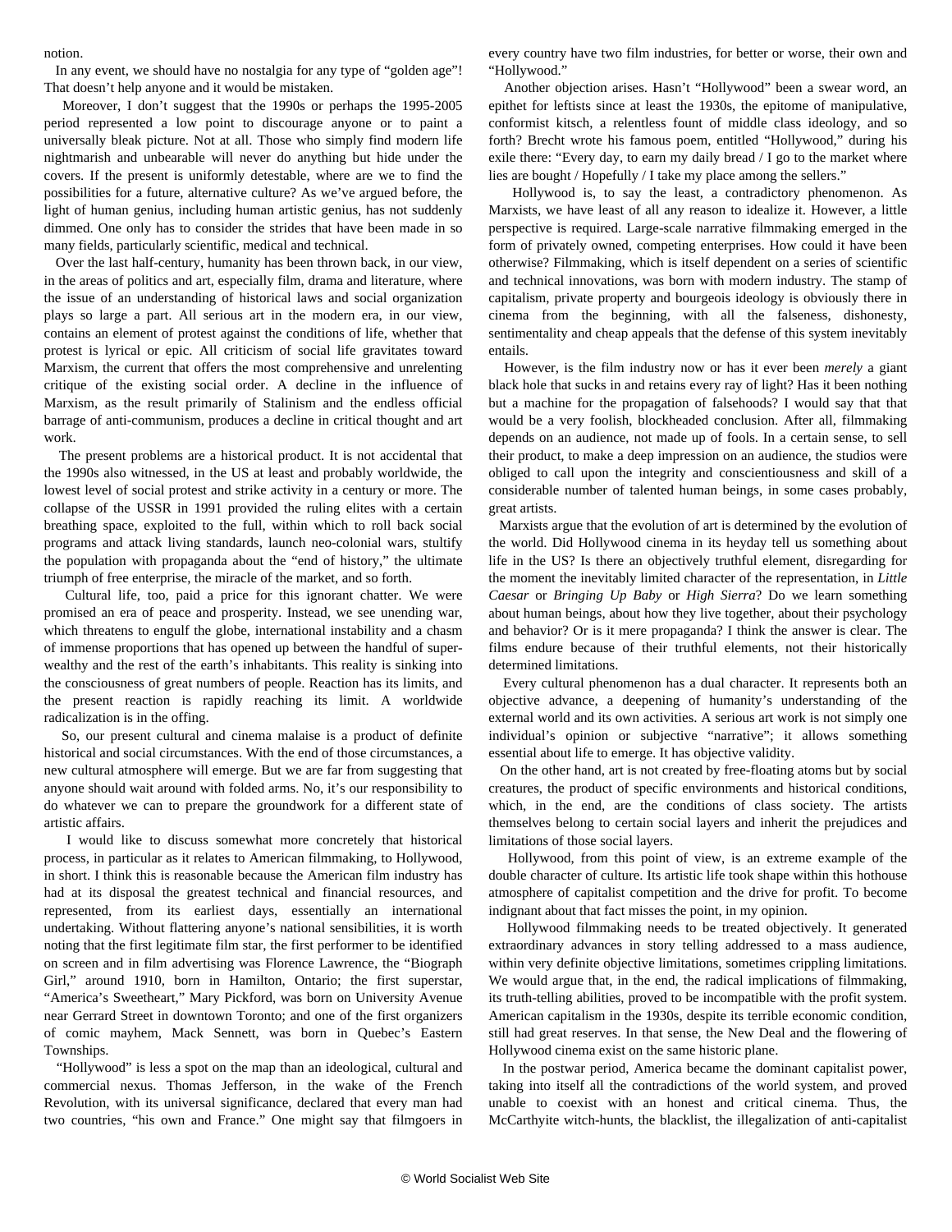notion.

In any event, we should have no nostalgia for any type of "golden age"! That doesn't help anyone and it would be mistaken.

Moreover, I don't suggest that the 1990s or perhaps the 1995-2005 period represented a low point to discourage anyone or to paint a universally bleak picture. Not at all. Those who simply find modern life nightmarish and unbearable will never do anything but hide under the covers. If the present is uniformly detestable, where are we to find the possibilities for a future, alternative culture? As we've argued before, the light of human genius, including human artistic genius, has not suddenly dimmed. One only has to consider the strides that have been made in so many fields, particularly scientific, medical and technical.

Over the last half-century, humanity has been thrown back, in our view, in the areas of politics and art, especially film, drama and literature, where the issue of an understanding of historical laws and social organization plays so large a part. All serious art in the modern era, in our view, contains an element of protest against the conditions of life, whether that protest is lyrical or epic. All criticism of social life gravitates toward Marxism, the current that offers the most comprehensive and unrelenting critique of the existing social order. A decline in the influence of Marxism, as the result primarily of Stalinism and the endless official barrage of anti-communism, produces a decline in critical thought and art work.

The present problems are a historical product. It is not accidental that the 1990s also witnessed, in the US at least and probably worldwide, the lowest level of social protest and strike activity in a century or more. The collapse of the USSR in 1991 provided the ruling elites with a certain breathing space, exploited to the full, within which to roll back social programs and attack living standards, launch neo-colonial wars, stultify the population with propaganda about the "end of history," the ultimate triumph of free enterprise, the miracle of the market, and so forth.

Cultural life, too, paid a price for this ignorant chatter. We were promised an era of peace and prosperity. Instead, we see unending war, which threatens to engulf the globe, international instability and a chasm of immense proportions that has opened up between the handful of super-wealthy and the rest of the earth's inhabitants. This reality is sinking into the consciousness of great numbers of people. Reaction has its limits, and the present reaction is rapidly reaching its limit. A worldwide radicalization is in the offing.

So, our present cultural and cinema malaise is a product of definite historical and social circumstances. With the end of those circumstances, a new cultural atmosphere will emerge. But we are far from suggesting that anyone should wait around with folded arms. No, it's our responsibility to do whatever we can to prepare the groundwork for a different state of artistic affairs.

I would like to discuss somewhat more concretely that historical process, in particular as it relates to American filmmaking, to Hollywood, in short. I think this is reasonable because the American film industry has had at its disposal the greatest technical and financial resources, and represented, from its earliest days, essentially an international undertaking. Without flattering anyone's national sensibilities, it is worth noting that the first legitimate film star, the first performer to be identified on screen and in film advertising was Florence Lawrence, the "Biograph Girl," around 1910, born in Hamilton, Ontario; the first superstar, "America's Sweetheart," Mary Pickford, was born on University Avenue near Gerrard Street in downtown Toronto; and one of the first organizers of comic mayhem, Mack Sennett, was born in Quebec's Eastern Townships.

"Hollywood" is less a spot on the map than an ideological, cultural and commercial nexus. Thomas Jefferson, in the wake of the French Revolution, with its universal significance, declared that every man had two countries, "his own and France." One might say that filmgoers in every country have two film industries, for better or worse, their own and "Hollywood."

Another objection arises. Hasn't "Hollywood" been a swear word, an epithet for leftists since at least the 1930s, the epitome of manipulative, conformist kitsch, a relentless fount of middle class ideology, and so forth? Brecht wrote his famous poem, entitled "Hollywood," during his exile there: "Every day, to earn my daily bread / I go to the market where lies are bought / Hopefully / I take my place among the sellers."

Hollywood is, to say the least, a contradictory phenomenon. As Marxists, we have least of all any reason to idealize it. However, a little perspective is required. Large-scale narrative filmmaking emerged in the form of privately owned, competing enterprises. How could it have been otherwise? Filmmaking, which is itself dependent on a series of scientific and technical innovations, was born with modern industry. The stamp of capitalism, private property and bourgeois ideology is obviously there in cinema from the beginning, with all the falseness, dishonesty, sentimentality and cheap appeals that the defense of this system inevitably entails.

However, is the film industry now or has it ever been *merely* a giant black hole that sucks in and retains every ray of light? Has it been nothing but a machine for the propagation of falsehoods? I would say that that would be a very foolish, blockheaded conclusion. After all, filmmaking depends on an audience, not made up of fools. In a certain sense, to sell their product, to make a deep impression on an audience, the studios were obliged to call upon the integrity and conscientiousness and skill of a considerable number of talented human beings, in some cases probably, great artists.

Marxists argue that the evolution of art is determined by the evolution of the world. Did Hollywood cinema in its heyday tell us something about life in the US? Is there an objectively truthful element, disregarding for the moment the inevitably limited character of the representation, in *Little Caesar* or *Bringing Up Baby* or *High Sierra*? Do we learn something about human beings, about how they live together, about their psychology and behavior? Or is it mere propaganda? I think the answer is clear. The films endure because of their truthful elements, not their historically determined limitations.

Every cultural phenomenon has a dual character. It represents both an objective advance, a deepening of humanity's understanding of the external world and its own activities. A serious art work is not simply one individual's opinion or subjective "narrative"; it allows something essential about life to emerge. It has objective validity.

On the other hand, art is not created by free-floating atoms but by social creatures, the product of specific environments and historical conditions, which, in the end, are the conditions of class society. The artists themselves belong to certain social layers and inherit the prejudices and limitations of those social layers.

Hollywood, from this point of view, is an extreme example of the double character of culture. Its artistic life took shape within this hothouse atmosphere of capitalist competition and the drive for profit. To become indignant about that fact misses the point, in my opinion.

Hollywood filmmaking needs to be treated objectively. It generated extraordinary advances in story telling addressed to a mass audience, within very definite objective limitations, sometimes crippling limitations. We would argue that, in the end, the radical implications of filmmaking, its truth-telling abilities, proved to be incompatible with the profit system. American capitalism in the 1930s, despite its terrible economic condition, still had great reserves. In that sense, the New Deal and the flowering of Hollywood cinema exist on the same historic plane.

In the postwar period, America became the dominant capitalist power, taking into itself all the contradictions of the world system, and proved unable to coexist with an honest and critical cinema. Thus, the McCarthyite witch-hunts, the blacklist, the illegalization of anti-capitalist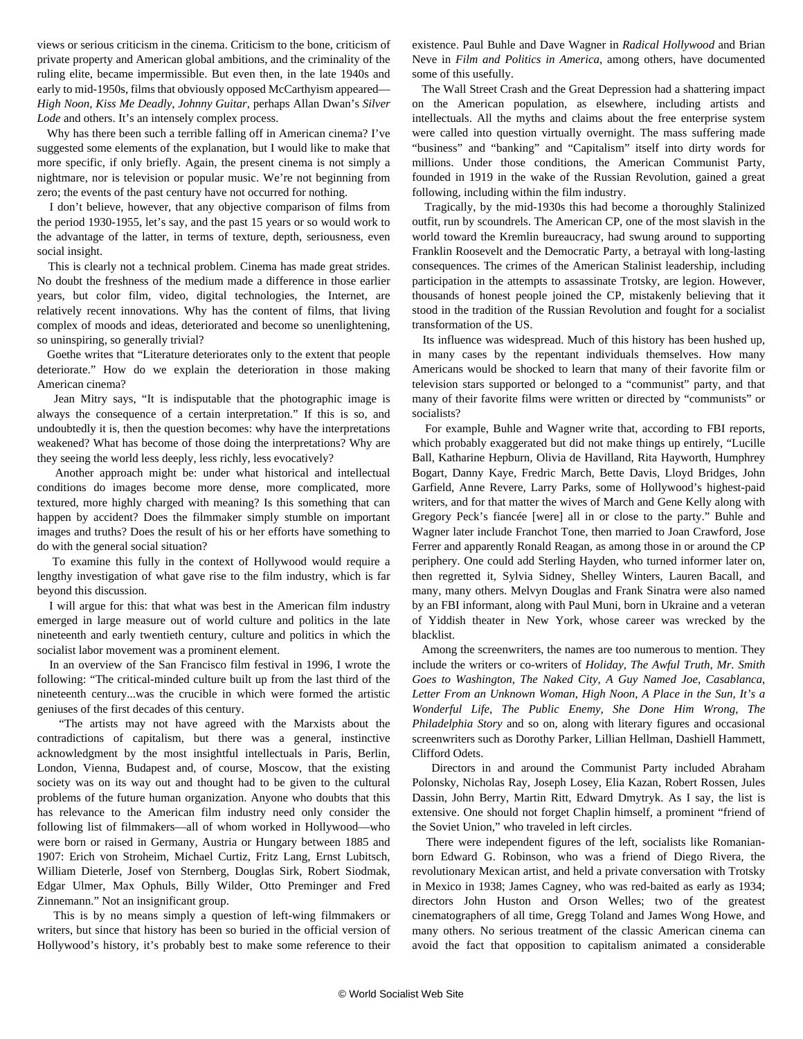views or serious criticism in the cinema. Criticism to the bone, criticism of private property and American global ambitions, and the criminality of the ruling elite, became impermissible. But even then, in the late 1940s and early to mid-1950s, films that obviously opposed McCarthyism appeared—*High Noon*, *Kiss Me Deadly*, *Johnny Guitar*, perhaps Allan Dwan's *Silver Lode* and others. It's an intensely complex process.

Why has there been such a terrible falling off in American cinema? I've suggested some elements of the explanation, but I would like to make that more specific, if only briefly. Again, the present cinema is not simply a nightmare, nor is television or popular music. We're not beginning from zero; the events of the past century have not occurred for nothing.

I don't believe, however, that any objective comparison of films from the period 1930-1955, let's say, and the past 15 years or so would work to the advantage of the latter, in terms of texture, depth, seriousness, even social insight.

This is clearly not a technical problem. Cinema has made great strides. No doubt the freshness of the medium made a difference in those earlier years, but color film, video, digital technologies, the Internet, are relatively recent innovations. Why has the content of films, that living complex of moods and ideas, deteriorated and become so unenlightening, so uninspiring, so generally trivial?

Goethe writes that "Literature deteriorates only to the extent that people deteriorate." How do we explain the deterioration in those making American cinema?

Jean Mitry says, "It is indisputable that the photographic image is always the consequence of a certain interpretation." If this is so, and undoubtedly it is, then the question becomes: why have the interpretations weakened? What has become of those doing the interpretations? Why are they seeing the world less deeply, less richly, less evocatively?

Another approach might be: under what historical and intellectual conditions do images become more dense, more complicated, more textured, more highly charged with meaning? Is this something that can happen by accident? Does the filmmaker simply stumble on important images and truths? Does the result of his or her efforts have something to do with the general social situation?

To examine this fully in the context of Hollywood would require a lengthy investigation of what gave rise to the film industry, which is far beyond this discussion.

I will argue for this: that what was best in the American film industry emerged in large measure out of world culture and politics in the late nineteenth and early twentieth century, culture and politics in which the socialist labor movement was a prominent element.

In an overview of the San Francisco film festival in 1996, I wrote the following: "The critical-minded culture built up from the last third of the nineteenth century...was the crucible in which were formed the artistic geniuses of the first decades of this century.

"The artists may not have agreed with the Marxists about the contradictions of capitalism, but there was a general, instinctive acknowledgment by the most insightful intellectuals in Paris, Berlin, London, Vienna, Budapest and, of course, Moscow, that the existing society was on its way out and thought had to be given to the cultural problems of the future human organization. Anyone who doubts that this has relevance to the American film industry need only consider the following list of filmmakers—all of whom worked in Hollywood—who were born or raised in Germany, Austria or Hungary between 1885 and 1907: Erich von Stroheim, Michael Curtiz, Fritz Lang, Ernst Lubitsch, William Dieterle, Josef von Sternberg, Douglas Sirk, Robert Siodmak, Edgar Ulmer, Max Ophuls, Billy Wilder, Otto Preminger and Fred Zinnemann." Not an insignificant group.

This is by no means simply a question of left-wing filmmakers or writers, but since that history has been so buried in the official version of Hollywood's history, it's probably best to make some reference to their existence. Paul Buhle and Dave Wagner in *Radical Hollywood* and Brian Neve in *Film and Politics in America*, among others, have documented some of this usefully.

The Wall Street Crash and the Great Depression had a shattering impact on the American population, as elsewhere, including artists and intellectuals. All the myths and claims about the free enterprise system were called into question virtually overnight. The mass suffering made "business" and "banking" and "Capitalism" itself into dirty words for millions. Under those conditions, the American Communist Party, founded in 1919 in the wake of the Russian Revolution, gained a great following, including within the film industry.

Tragically, by the mid-1930s this had become a thoroughly Stalinized outfit, run by scoundrels. The American CP, one of the most slavish in the world toward the Kremlin bureaucracy, had swung around to supporting Franklin Roosevelt and the Democratic Party, a betrayal with long-lasting consequences. The crimes of the American Stalinist leadership, including participation in the attempts to assassinate Trotsky, are legion. However, thousands of honest people joined the CP, mistakenly believing that it stood in the tradition of the Russian Revolution and fought for a socialist transformation of the US.

Its influence was widespread. Much of this history has been hushed up, in many cases by the repentant individuals themselves. How many Americans would be shocked to learn that many of their favorite film or television stars supported or belonged to a "communist" party, and that many of their favorite films were written or directed by "communists" or socialists?

For example, Buhle and Wagner write that, according to FBI reports, which probably exaggerated but did not make things up entirely, "Lucille Ball, Katharine Hepburn, Olivia de Havilland, Rita Hayworth, Humphrey Bogart, Danny Kaye, Fredric March, Bette Davis, Lloyd Bridges, John Garfield, Anne Revere, Larry Parks, some of Hollywood's highest-paid writers, and for that matter the wives of March and Gene Kelly along with Gregory Peck's fiancée [were] all in or close to the party." Buhle and Wagner later include Franchot Tone, then married to Joan Crawford, Jose Ferrer and apparently Ronald Reagan, as among those in or around the CP periphery. One could add Sterling Hayden, who turned informer later on, then regretted it, Sylvia Sidney, Shelley Winters, Lauren Bacall, and many, many others. Melvyn Douglas and Frank Sinatra were also named by an FBI informant, along with Paul Muni, born in Ukraine and a veteran of Yiddish theater in New York, whose career was wrecked by the blacklist.

Among the screenwriters, the names are too numerous to mention. They include the writers or co-writers of *Holiday, The Awful Truth*, *Mr. Smith Goes to Washington, The Naked City*, *A Guy Named Joe*, *Casablanca*, *Letter From an Unknown Woman, High Noon, A Place in the Sun, It's a Wonderful Life*, *The Public Enemy, She Done Him Wrong*, *The Philadelphia Story* and so on, along with literary figures and occasional screenwriters such as Dorothy Parker, Lillian Hellman, Dashiell Hammett, Clifford Odets.

Directors in and around the Communist Party included Abraham Polonsky, Nicholas Ray, Joseph Losey, Elia Kazan, Robert Rossen, Jules Dassin, John Berry, Martin Ritt, Edward Dmytryk. As I say, the list is extensive. One should not forget Chaplin himself, a prominent "friend of the Soviet Union," who traveled in left circles.

There were independent figures of the left, socialists like Romanian-born Edward G. Robinson, who was a friend of Diego Rivera, the revolutionary Mexican artist, and held a private conversation with Trotsky in Mexico in 1938; James Cagney, who was red-baited as early as 1934; directors John Huston and Orson Welles; two of the greatest cinematographers of all time, Gregg Toland and James Wong Howe, and many others. No serious treatment of the classic American cinema can avoid the fact that opposition to capitalism animated a considerable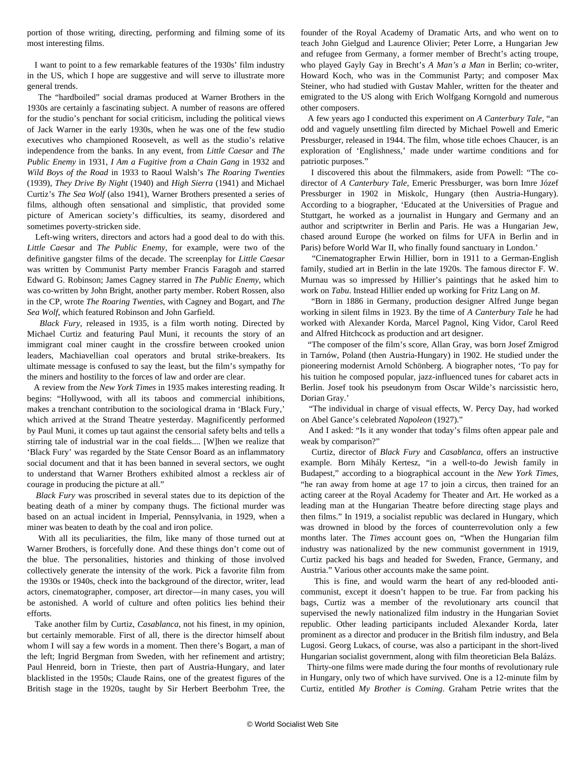portion of those writing, directing, performing and filming some of its most interesting films.

I want to point to a few remarkable features of the 1930s' film industry in the US, which I hope are suggestive and will serve to illustrate more general trends.

The "hardboiled" social dramas produced at Warner Brothers in the 1930s are certainly a fascinating subject. A number of reasons are offered for the studio's penchant for social criticism, including the political views of Jack Warner in the early 1930s, when he was one of the few studio executives who championed Roosevelt, as well as the studio's relative independence from the banks. In any event, from *Little Caesar* and *The Public Enemy* in 1931, *I Am a Fugitive from a Chain Gang* in 1932 and *Wild Boys of the Road* in 1933 to Raoul Walsh's *The Roaring Twenties* (1939), *They Drive By Night* (1940) and *High Sierra* (1941) and Michael Curtiz's *The Sea Wolf* (also 1941), Warner Brothers presented a series of films, although often sensational and simplistic, that provided some picture of American society's difficulties, its seamy, disordered and sometimes poverty-stricken side.

Left-wing writers, directors and actors had a good deal to do with this. *Little Caesar* and *The Public Enemy*, for example, were two of the definitive gangster films of the decade. The screenplay for *Little Caesar* was written by Communist Party member Francis Faragoh and starred Edward G. Robinson; James Cagney starred in *The Public Enemy*, which was co-written by John Bright, another party member. Robert Rossen, also in the CP, wrote *The Roaring Twenties*, with Cagney and Bogart, and *The Sea Wolf*, which featured Robinson and John Garfield.

*Black Fury*, released in 1935, is a film worth noting. Directed by Michael Curtiz and featuring Paul Muni, it recounts the story of an immigrant coal miner caught in the crossfire between crooked union leaders, Machiavellian coal operators and brutal strike-breakers. Its ultimate message is confused to say the least, but the film's sympathy for the miners and hostility to the forces of law and order are clear.

A review from the *New York Times* in 1935 makes interesting reading. It begins: "Hollywood, with all its taboos and commercial inhibitions, makes a trenchant contribution to the sociological drama in 'Black Fury,' which arrived at the Strand Theatre yesterday. Magnificently performed by Paul Muni, it comes up taut against the censorial safety belts and tells a stirring tale of industrial war in the coal fields.... [W]hen we realize that 'Black Fury' was regarded by the State Censor Board as an inflammatory social document and that it has been banned in several sectors, we ought to understand that Warner Brothers exhibited almost a reckless air of courage in producing the picture at all."

*Black Fury* was proscribed in several states due to its depiction of the beating death of a miner by company thugs. The fictional murder was based on an actual incident in Imperial, Pennsylvania, in 1929, when a miner was beaten to death by the coal and iron police.

With all its peculiarities, the film, like many of those turned out at Warner Brothers, is forcefully done. And these things don't come out of the blue. The personalities, histories and thinking of those involved collectively generate the intensity of the work. Pick a favorite film from the 1930s or 1940s, check into the background of the director, writer, lead actors, cinematographer, composer, art director—in many cases, you will be astonished. A world of culture and often politics lies behind their efforts.

Take another film by Curtiz, *Casablanca*, not his finest, in my opinion, but certainly memorable. First of all, there is the director himself about whom I will say a few words in a moment. Then there's Bogart, a man of the left; Ingrid Bergman from Sweden, with her refinement and artistry; Paul Henreid, born in Trieste, then part of Austria-Hungary, and later blacklisted in the 1950s; Claude Rains, one of the greatest figures of the British stage in the 1920s, taught by Sir Herbert Beerbohm Tree, the founder of the Royal Academy of Dramatic Arts, and who went on to teach John Gielgud and Laurence Olivier; Peter Lorre, a Hungarian Jew and refugee from Germany, a former member of Brecht's acting troupe, who played Gayly Gay in Brecht's *A Man's a Man* in Berlin; co-writer, Howard Koch, who was in the Communist Party; and composer Max Steiner, who had studied with Gustav Mahler, written for the theater and emigrated to the US along with Erich Wolfgang Korngold and numerous other composers.

A few years ago I conducted this experiment on *A Canterbury Tale*, "an odd and vaguely unsettling film directed by Michael Powell and Emeric Pressburger, released in 1944. The film, whose title echoes Chaucer, is an exploration of 'Englishness,' made under wartime conditions and for patriotic purposes."

I discovered this about the filmmakers, aside from Powell: "The co-director of *A Canterbury Tale*, Emeric Pressburger, was born Imre József Pressburger in 1902 in Miskolc, Hungary (then Austria-Hungary). According to a biographer, 'Educated at the Universities of Prague and Stuttgart, he worked as a journalist in Hungary and Germany and an author and scriptwriter in Berlin and Paris. He was a Hungarian Jew, chased around Europe (he worked on films for UFA in Berlin and in Paris) before World War II, who finally found sanctuary in London.'

"Cinematographer Erwin Hillier, born in 1911 to a German-English family, studied art in Berlin in the late 1920s. The famous director F. W. Murnau was so impressed by Hillier's paintings that he asked him to work on *Tabu*. Instead Hillier ended up working for Fritz Lang on *M*.

"Born in 1886 in Germany, production designer Alfred Junge began working in silent films in 1923. By the time of *A Canterbury Tale* he had worked with Alexander Korda, Marcel Pagnol, King Vidor, Carol Reed and Alfred Hitchcock as production and art designer.

"The composer of the film's score, Allan Gray, was born Josef Zmigrod in Tarnów, Poland (then Austria-Hungary) in 1902. He studied under the pioneering modernist Arnold Schönberg. A biographer notes, 'To pay for his tuition he composed popular, jazz-influenced tunes for cabaret acts in Berlin. Josef took his pseudonym from Oscar Wilde's narcissistic hero, Dorian Gray.'

"The individual in charge of visual effects, W. Percy Day, had worked on Abel Gance's celebrated *Napoleon* (1927)."

And I asked: "Is it any wonder that today's films often appear pale and weak by comparison?"

Curtiz, director of *Black Fury* and *Casablanca*, offers an instructive example. Born Mihály Kertesz, "in a well-to-do Jewish family in Budapest," according to a biographical account in the *New York Times*, "he ran away from home at age 17 to join a circus, then trained for an acting career at the Royal Academy for Theater and Art. He worked as a leading man at the Hungarian Theatre before directing stage plays and then films." In 1919, a socialist republic was declared in Hungary, which was drowned in blood by the forces of counterrevolution only a few months later. The *Times* account goes on, "When the Hungarian film industry was nationalized by the new communist government in 1919, Curtiz packed his bags and headed for Sweden, France, Germany, and Austria." Various other accounts make the same point.

This is fine, and would warm the heart of any red-blooded anti-communist, except it doesn't happen to be true. Far from packing his bags, Curtiz was a member of the revolutionary arts council that supervised the newly nationalized film industry in the Hungarian Soviet republic. Other leading participants included Alexander Korda, later prominent as a director and producer in the British film industry, and Bela Lugosi. Georg Lukacs, of course, was also a participant in the short-lived Hungarian socialist government, along with film theoretician Bela Balázs.

Thirty-one films were made during the four months of revolutionary rule in Hungary, only two of which have survived. One is a 12-minute film by Curtiz, entitled *My Brother is Coming*. Graham Petrie writes that the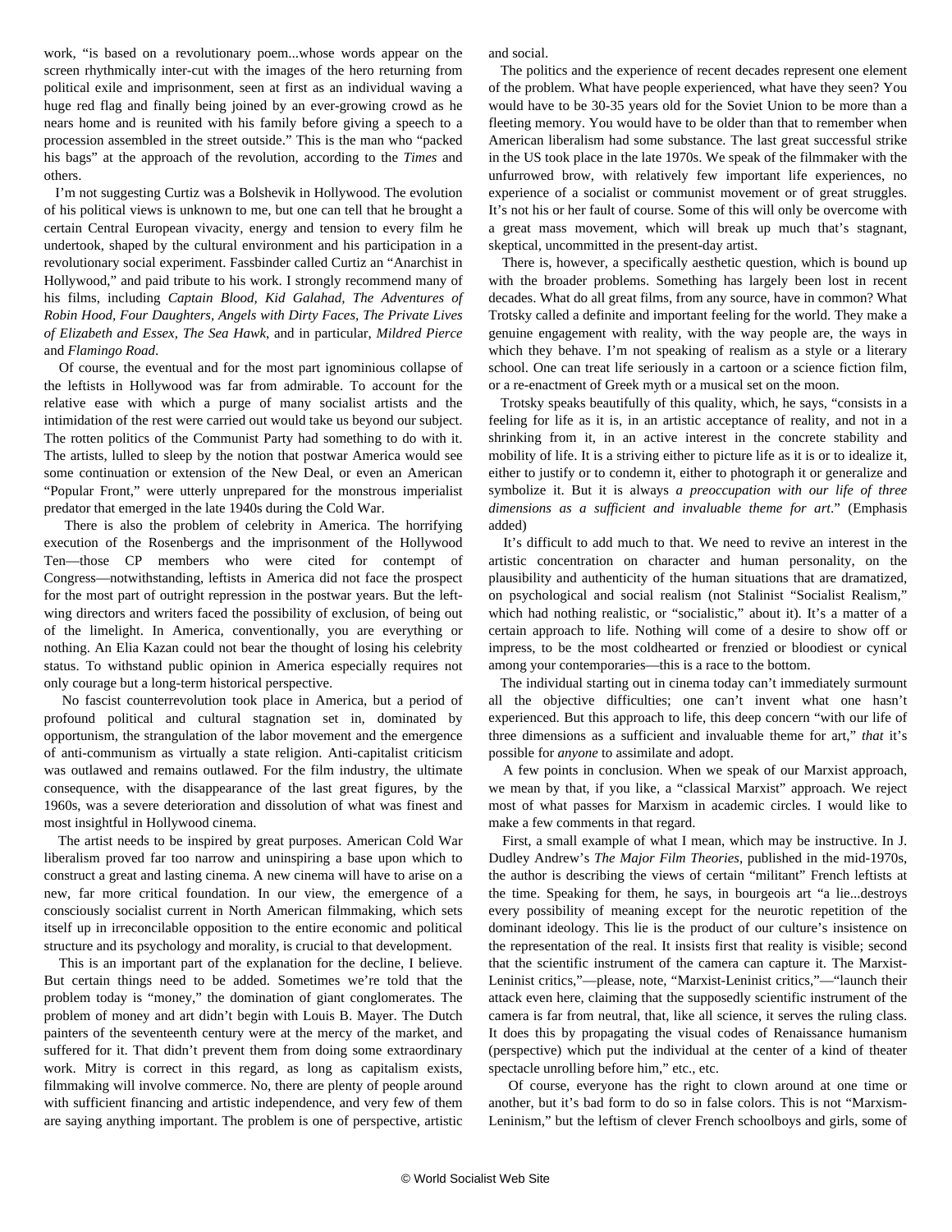work, "is based on a revolutionary poem...whose words appear on the screen rhythmically inter-cut with the images of the hero returning from political exile and imprisonment, seen at first as an individual waving a huge red flag and finally being joined by an ever-growing crowd as he nears home and is reunited with his family before giving a speech to a procession assembled in the street outside." This is the man who "packed his bags" at the approach of the revolution, according to the *Times* and others.

I'm not suggesting Curtiz was a Bolshevik in Hollywood. The evolution of his political views is unknown to me, but one can tell that he brought a certain Central European vivacity, energy and tension to every film he undertook, shaped by the cultural environment and his participation in a revolutionary social experiment. Fassbinder called Curtiz an "Anarchist in Hollywood," and paid tribute to his work. I strongly recommend many of his films, including *Captain Blood, Kid Galahad, The Adventures of Robin Hood, Four Daughters, Angels with Dirty Faces, The Private Lives of Elizabeth and Essex, The Sea Hawk*, and in particular, *Mildred Pierce* and *Flamingo Road*.

Of course, the eventual and for the most part ignominious collapse of the leftists in Hollywood was far from admirable. To account for the relative ease with which a purge of many socialist artists and the intimidation of the rest were carried out would take us beyond our subject. The rotten politics of the Communist Party had something to do with it. The artists, lulled to sleep by the notion that postwar America would see some continuation or extension of the New Deal, or even an American "Popular Front," were utterly unprepared for the monstrous imperialist predator that emerged in the late 1940s during the Cold War.

There is also the problem of celebrity in America. The horrifying execution of the Rosenbergs and the imprisonment of the Hollywood Ten—those CP members who were cited for contempt of Congress—notwithstanding, leftists in America did not face the prospect for the most part of outright repression in the postwar years. But the left-wing directors and writers faced the possibility of exclusion, of being out of the limelight. In America, conventionally, you are everything or nothing. An Elia Kazan could not bear the thought of losing his celebrity status. To withstand public opinion in America especially requires not only courage but a long-term historical perspective.

No fascist counterrevolution took place in America, but a period of profound political and cultural stagnation set in, dominated by opportunism, the strangulation of the labor movement and the emergence of anti-communism as virtually a state religion. Anti-capitalist criticism was outlawed and remains outlawed. For the film industry, the ultimate consequence, with the disappearance of the last great figures, by the 1960s, was a severe deterioration and dissolution of what was finest and most insightful in Hollywood cinema.

The artist needs to be inspired by great purposes. American Cold War liberalism proved far too narrow and uninspiring a base upon which to construct a great and lasting cinema. A new cinema will have to arise on a new, far more critical foundation. In our view, the emergence of a consciously socialist current in North American filmmaking, which sets itself up in irreconcilable opposition to the entire economic and political structure and its psychology and morality, is crucial to that development.

This is an important part of the explanation for the decline, I believe. But certain things need to be added. Sometimes we're told that the problem today is "money," the domination of giant conglomerates. The problem of money and art didn't begin with Louis B. Mayer. The Dutch painters of the seventeenth century were at the mercy of the market, and suffered for it. That didn't prevent them from doing some extraordinary work. Mitry is correct in this regard, as long as capitalism exists, filmmaking will involve commerce. No, there are plenty of people around with sufficient financing and artistic independence, and very few of them are saying anything important. The problem is one of perspective, artistic and social.

The politics and the experience of recent decades represent one element of the problem. What have people experienced, what have they seen? You would have to be 30-35 years old for the Soviet Union to be more than a fleeting memory. You would have to be older than that to remember when American liberalism had some substance. The last great successful strike in the US took place in the late 1970s. We speak of the filmmaker with the unfurrowed brow, with relatively few important life experiences, no experience of a socialist or communist movement or of great struggles. It's not his or her fault of course. Some of this will only be overcome with a great mass movement, which will break up much that's stagnant, skeptical, uncommitted in the present-day artist.

There is, however, a specifically aesthetic question, which is bound up with the broader problems. Something has largely been lost in recent decades. What do all great films, from any source, have in common? What Trotsky called a definite and important feeling for the world. They make a genuine engagement with reality, with the way people are, the ways in which they behave. I'm not speaking of realism as a style or a literary school. One can treat life seriously in a cartoon or a science fiction film, or a re-enactment of Greek myth or a musical set on the moon.

Trotsky speaks beautifully of this quality, which, he says, "consists in a feeling for life as it is, in an artistic acceptance of reality, and not in a shrinking from it, in an active interest in the concrete stability and mobility of life. It is a striving either to picture life as it is or to idealize it, either to justify or to condemn it, either to photograph it or generalize and symbolize it. But it is always *a preoccupation with our life of three dimensions as a sufficient and invaluable theme for art*." (Emphasis added)

It's difficult to add much to that. We need to revive an interest in the artistic concentration on character and human personality, on the plausibility and authenticity of the human situations that are dramatized, on psychological and social realism (not Stalinist "Socialist Realism," which had nothing realistic, or "socialistic," about it). It's a matter of a certain approach to life. Nothing will come of a desire to show off or impress, to be the most coldhearted or frenzied or bloodiest or cynical among your contemporaries—this is a race to the bottom.

The individual starting out in cinema today can't immediately surmount all the objective difficulties; one can't invent what one hasn't experienced. But this approach to life, this deep concern "with our life of three dimensions as a sufficient and invaluable theme for art," *that* it's possible for *anyone* to assimilate and adopt.

A few points in conclusion. When we speak of our Marxist approach, we mean by that, if you like, a "classical Marxist" approach. We reject most of what passes for Marxism in academic circles. I would like to make a few comments in that regard.

First, a small example of what I mean, which may be instructive. In J. Dudley Andrew's *The Major Film Theories*, published in the mid-1970s, the author is describing the views of certain "militant" French leftists at the time. Speaking for them, he says, in bourgeois art "a lie...destroys every possibility of meaning except for the neurotic repetition of the dominant ideology. This lie is the product of our culture's insistence on the representation of the real. It insists first that reality is visible; second that the scientific instrument of the camera can capture it. The Marxist-Leninist critics,"—please, note, "Marxist-Leninist critics,"—"launch their attack even here, claiming that the supposedly scientific instrument of the camera is far from neutral, that, like all science, it serves the ruling class. It does this by propagating the visual codes of Renaissance humanism (perspective) which put the individual at the center of a kind of theater spectacle unrolling before him," etc., etc.

Of course, everyone has the right to clown around at one time or another, but it's bad form to do so in false colors. This is not "Marxism-Leninism," but the leftism of clever French schoolboys and girls, some of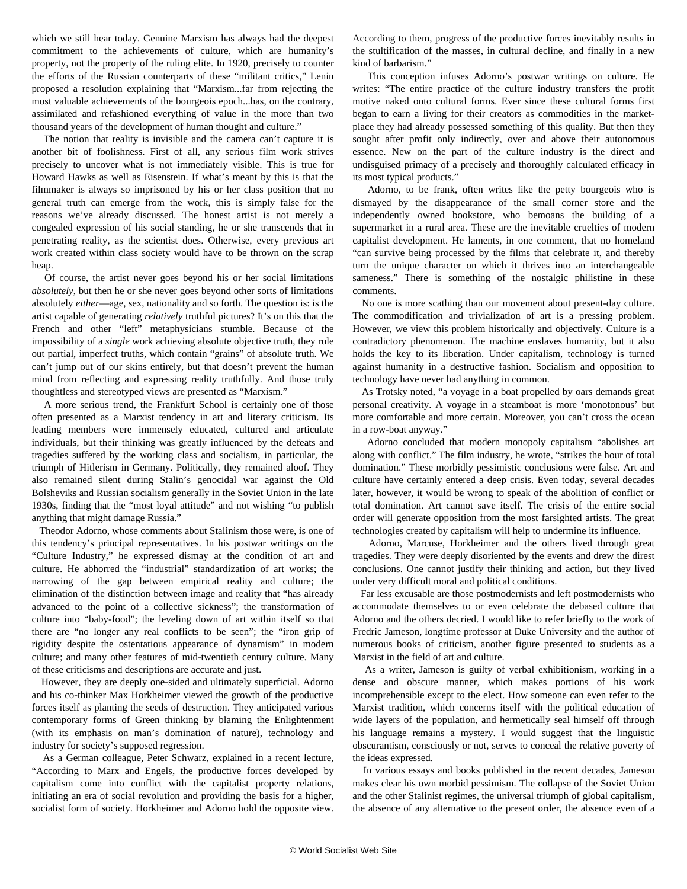which we still hear today. Genuine Marxism has always had the deepest commitment to the achievements of culture, which are humanity's property, not the property of the ruling elite. In 1920, precisely to counter the efforts of the Russian counterparts of these "militant critics," Lenin proposed a resolution explaining that "Marxism...far from rejecting the most valuable achievements of the bourgeois epoch...has, on the contrary, assimilated and refashioned everything of value in the more than two thousand years of the development of human thought and culture."

The notion that reality is invisible and the camera can't capture it is another bit of foolishness. First of all, any serious film work strives precisely to uncover what is not immediately visible. This is true for Howard Hawks as well as Eisenstein. If what's meant by this is that the filmmaker is always so imprisoned by his or her class position that no general truth can emerge from the work, this is simply false for the reasons we've already discussed. The honest artist is not merely a congealed expression of his social standing, he or she transcends that in penetrating reality, as the scientist does. Otherwise, every previous art work created within class society would have to be thrown on the scrap heap.

Of course, the artist never goes beyond his or her social limitations *absolutely*, but then he or she never goes beyond other sorts of limitations absolutely *either*—age, sex, nationality and so forth. The question is: is the artist capable of generating *relatively* truthful pictures? It's on this that the French and other "left" metaphysicians stumble. Because of the impossibility of a *single* work achieving absolute objective truth, they rule out partial, imperfect truths, which contain "grains" of absolute truth. We can't jump out of our skins entirely, but that doesn't prevent the human mind from reflecting and expressing reality truthfully. And those truly thoughtless and stereotyped views are presented as "Marxism."

A more serious trend, the Frankfurt School is certainly one of those often presented as a Marxist tendency in art and literary criticism. Its leading members were immensely educated, cultured and articulate individuals, but their thinking was greatly influenced by the defeats and tragedies suffered by the working class and socialism, in particular, the triumph of Hitlerism in Germany. Politically, they remained aloof. They also remained silent during Stalin's genocidal war against the Old Bolsheviks and Russian socialism generally in the Soviet Union in the late 1930s, finding that the "most loyal attitude" and not wishing "to publish anything that might damage Russia."

Theodor Adorno, whose comments about Stalinism those were, is one of this tendency's principal representatives. In his postwar writings on the "Culture Industry," he expressed dismay at the condition of art and culture. He abhorred the "industrial" standardization of art works; the narrowing of the gap between empirical reality and culture; the elimination of the distinction between image and reality that "has already advanced to the point of a collective sickness"; the transformation of culture into "baby-food"; the leveling down of art within itself so that there are "no longer any real conflicts to be seen"; the "iron grip of rigidity despite the ostentatious appearance of dynamism" in modern culture; and many other features of mid-twentieth century culture. Many of these criticisms and descriptions are accurate and just.

However, they are deeply one-sided and ultimately superficial. Adorno and his co-thinker Max Horkheimer viewed the growth of the productive forces itself as planting the seeds of destruction. They anticipated various contemporary forms of Green thinking by blaming the Enlightenment (with its emphasis on man's domination of nature), technology and industry for society's supposed regression.

As a German colleague, Peter Schwarz, explained in a recent lecture, "According to Marx and Engels, the productive forces developed by capitalism come into conflict with the capitalist property relations, initiating an era of social revolution and providing the basis for a higher, socialist form of society. Horkheimer and Adorno hold the opposite view. According to them, progress of the productive forces inevitably results in the stultification of the masses, in cultural decline, and finally in a new kind of barbarism."

This conception infuses Adorno's postwar writings on culture. He writes: "The entire practice of the culture industry transfers the profit motive naked onto cultural forms. Ever since these cultural forms first began to earn a living for their creators as commodities in the market-place they had already possessed something of this quality. But then they sought after profit only indirectly, over and above their autonomous essence. New on the part of the culture industry is the direct and undisguised primacy of a precisely and thoroughly calculated efficacy in its most typical products."

Adorno, to be frank, often writes like the petty bourgeois who is dismayed by the disappearance of the small corner store and the independently owned bookstore, who bemoans the building of a supermarket in a rural area. These are the inevitable cruelties of modern capitalist development. He laments, in one comment, that no homeland "can survive being processed by the films that celebrate it, and thereby turn the unique character on which it thrives into an interchangeable sameness." There is something of the nostalgic philistine in these comments.

No one is more scathing than our movement about present-day culture. The commodification and trivialization of art is a pressing problem. However, we view this problem historically and objectively. Culture is a contradictory phenomenon. The machine enslaves humanity, but it also holds the key to its liberation. Under capitalism, technology is turned against humanity in a destructive fashion. Socialism and opposition to technology have never had anything in common.

As Trotsky noted, "a voyage in a boat propelled by oars demands great personal creativity. A voyage in a steamboat is more 'monotonous' but more comfortable and more certain. Moreover, you can't cross the ocean in a row-boat anyway."

Adorno concluded that modern monopoly capitalism "abolishes art along with conflict." The film industry, he wrote, "strikes the hour of total domination." These morbidly pessimistic conclusions were false. Art and culture have certainly entered a deep crisis. Even today, several decades later, however, it would be wrong to speak of the abolition of conflict or total domination. Art cannot save itself. The crisis of the entire social order will generate opposition from the most farsighted artists. The great technologies created by capitalism will help to undermine its influence.

Adorno, Marcuse, Horkheimer and the others lived through great tragedies. They were deeply disoriented by the events and drew the direst conclusions. One cannot justify their thinking and action, but they lived under very difficult moral and political conditions.

Far less excusable are those postmodernists and left postmodernists who accommodate themselves to or even celebrate the debased culture that Adorno and the others decried. I would like to refer briefly to the work of Fredric Jameson, longtime professor at Duke University and the author of numerous books of criticism, another figure presented to students as a Marxist in the field of art and culture.

As a writer, Jameson is guilty of verbal exhibitionism, working in a dense and obscure manner, which makes portions of his work incomprehensible except to the elect. How someone can even refer to the Marxist tradition, which concerns itself with the political education of wide layers of the population, and hermetically seal himself off through his language remains a mystery. I would suggest that the linguistic obscurantism, consciously or not, serves to conceal the relative poverty of the ideas expressed.

In various essays and books published in the recent decades, Jameson makes clear his own morbid pessimism. The collapse of the Soviet Union and the other Stalinist regimes, the universal triumph of global capitalism, the absence of any alternative to the present order, the absence even of a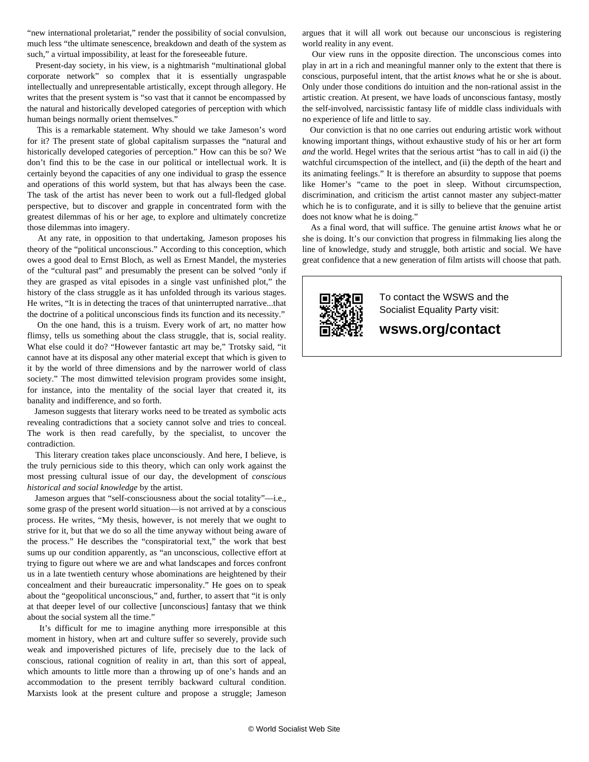"new international proletariat," render the possibility of social convulsion, much less "the ultimate senescence, breakdown and death of the system as such," a virtual impossibility, at least for the foreseeable future.

Present-day society, in his view, is a nightmarish "multinational global corporate network" so complex that it is essentially ungraspable intellectually and unrepresentable artistically, except through allegory. He writes that the present system is "so vast that it cannot be encompassed by the natural and historically developed categories of perception with which human beings normally orient themselves."

This is a remarkable statement. Why should we take Jameson's word for it? The present state of global capitalism surpasses the "natural and historically developed categories of perception." How can this be so? We don't find this to be the case in our political or intellectual work. It is certainly beyond the capacities of any one individual to grasp the essence and operations of this world system, but that has always been the case. The task of the artist has never been to work out a full-fledged global perspective, but to discover and grapple in concentrated form with the greatest dilemmas of his or her age, to explore and ultimately concretize those dilemmas into imagery.

At any rate, in opposition to that undertaking, Jameson proposes his theory of the "political unconscious." According to this conception, which owes a good deal to Ernst Bloch, as well as Ernest Mandel, the mysteries of the "cultural past" and presumably the present can be solved "only if they are grasped as vital episodes in a single vast unfinished plot," the history of the class struggle as it has unfolded through its various stages. He writes, "It is in detecting the traces of that uninterrupted narrative...that the doctrine of a political unconscious finds its function and its necessity."

On the one hand, this is a truism. Every work of art, no matter how flimsy, tells us something about the class struggle, that is, social reality. What else could it do? "However fantastic art may be," Trotsky said, "it cannot have at its disposal any other material except that which is given to it by the world of three dimensions and by the narrower world of class society." The most dimwitted television program provides some insight, for instance, into the mentality of the social layer that created it, its banality and indifference, and so forth.

Jameson suggests that literary works need to be treated as symbolic acts revealing contradictions that a society cannot solve and tries to conceal. The work is then read carefully, by the specialist, to uncover the contradiction.

This literary creation takes place unconsciously. And here, I believe, is the truly pernicious side to this theory, which can only work against the most pressing cultural issue of our day, the development of *conscious historical and social knowledge* by the artist.

Jameson argues that "self-consciousness about the social totality"—i.e., some grasp of the present world situation—is not arrived at by a conscious process. He writes, "My thesis, however, is not merely that we ought to strive for it, but that we do so all the time anyway without being aware of the process." He describes the "conspiratorial text," the work that best sums up our condition apparently, as "an unconscious, collective effort at trying to figure out where we are and what landscapes and forces confront us in a late twentieth century whose abominations are heightened by their concealment and their bureaucratic impersonality." He goes on to speak about the "geopolitical unconscious," and, further, to assert that "it is only at that deeper level of our collective [unconscious] fantasy that we think about the social system all the time."

It's difficult for me to imagine anything more irresponsible at this moment in history, when art and culture suffer so severely, provide such weak and impoverished pictures of life, precisely due to the lack of conscious, rational cognition of reality in art, than this sort of appeal, which amounts to little more than a throwing up of one's hands and an accommodation to the present terribly backward cultural condition. Marxists look at the present culture and propose a struggle; Jameson argues that it will all work out because our unconscious is registering world reality in any event.

Our view runs in the opposite direction. The unconscious comes into play in art in a rich and meaningful manner only to the extent that there is conscious, purposeful intent, that the artist *knows* what he or she is about. Only under those conditions do intuition and the non-rational assist in the artistic creation. At present, we have loads of unconscious fantasy, mostly the self-involved, narcissistic fantasy life of middle class individuals with no experience of life and little to say.

Our conviction is that no one carries out enduring artistic work without knowing important things, without exhaustive study of his or her art form *and* the world. Hegel writes that the serious artist "has to call in aid (i) the watchful circumspection of the intellect, and (ii) the depth of the heart and its animating feelings." It is therefore an absurdity to suppose that poems like Homer's "came to the poet in sleep. Without circumspection, discrimination, and criticism the artist cannot master any subject-matter which he is to configurate, and it is silly to believe that the genuine artist does not know what he is doing."

As a final word, that will suffice. The genuine artist *knows* what he or she is doing. It's our conviction that progress in filmmaking lies along the line of knowledge, study and struggle, both artistic and social. We have great confidence that a new generation of film artists will choose that path.

To contact the WSWS and the Socialist Equality Party visit:

**wsws.org/contact**